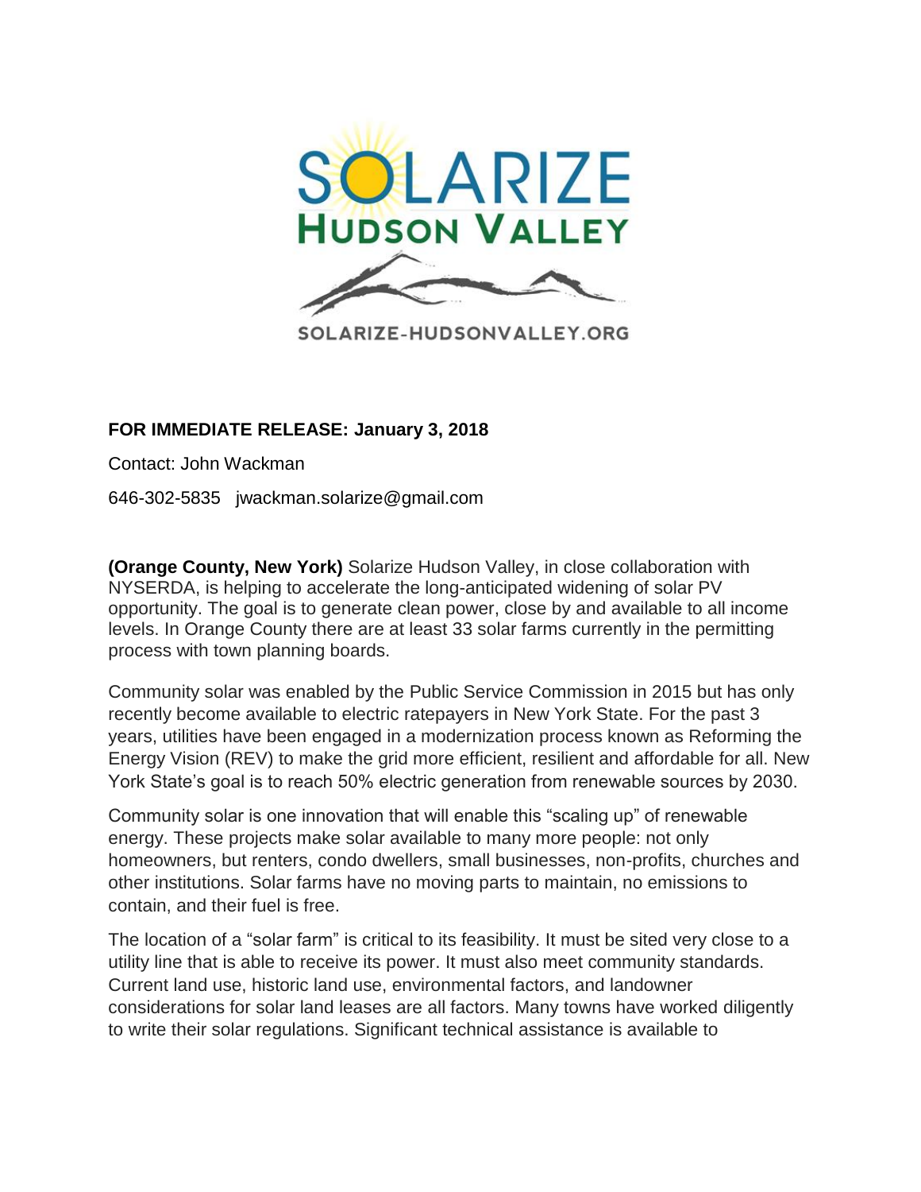**SOLARIZE HUDSON VALLEY**

SOLARIZE-HUDSONVALLEY.ORG

**FOR IMMEDIATE RELEASE: January 3, 2018**

Contact: John Wackman

646-302-5835   jwackman.solarize@gmail.com

**(Orange County, New York)** Solarize Hudson Valley, in close collaboration with NYSERDA, is helping to accelerate the long-anticipated widening of solar PV opportunity. The goal is to generate clean power, close by and available to all income levels. In Orange County there are at least 33 solar farms currently in the permitting process with town planning boards.

Community solar was enabled by the Public Service Commission in 2015 but has only recently become available to electric ratepayers in New York State. For the past 3 years, utilities have been engaged in a modernization process known as Reforming the Energy Vision (REV) to make the grid more efficient, resilient and affordable for all. New York State's goal is to reach 50% electric generation from renewable sources by 2030.

Community solar is one innovation that will enable this "scaling up" of renewable energy. These projects make solar available to many more people: not only homeowners, but renters, condo dwellers, small businesses, non-profits, churches and other institutions. Solar farms have no moving parts to maintain, no emissions to contain, and their fuel is free.

The location of a "solar farm" is critical to its feasibility. It must be sited very close to a utility line that is able to receive its power. It must also meet community standards. Current land use, historic land use, environmental factors, and landowner considerations for solar land leases are all factors. Many towns have worked diligently to write their solar regulations. Significant technical assistance is available to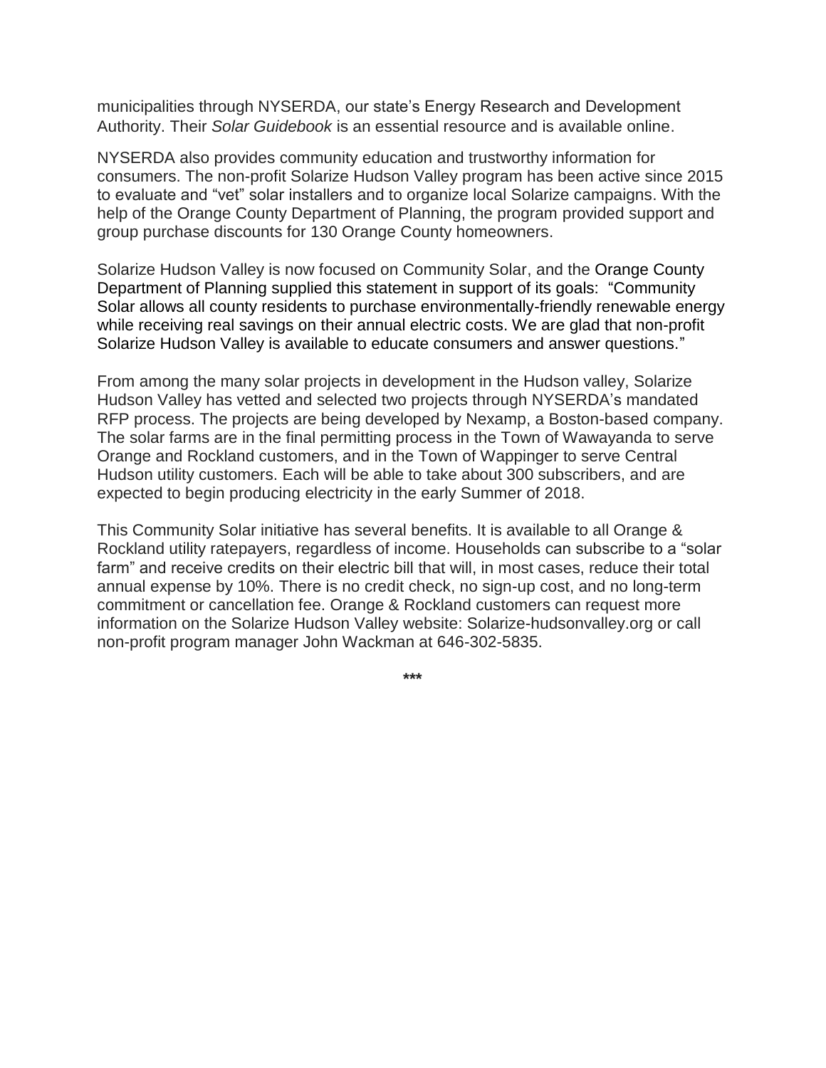municipalities through NYSERDA, our state's Energy Research and Development Authority. Their *Solar Guidebook* is an essential resource and is available online.

NYSERDA also provides community education and trustworthy information for consumers. The non-profit Solarize Hudson Valley program has been active since 2015 to evaluate and "vet" solar installers and to organize local Solarize campaigns. With the help of the Orange County Department of Planning, the program provided support and group purchase discounts for 130 Orange County homeowners.

Solarize Hudson Valley is now focused on Community Solar, and the Orange County Department of Planning supplied this statement in support of its goals: "Community Solar allows all county residents to purchase environmentally-friendly renewable energy while receiving real savings on their annual electric costs. We are glad that non-profit Solarize Hudson Valley is available to educate consumers and answer questions."

From among the many solar projects in development in the Hudson valley, Solarize Hudson Valley has vetted and selected two projects through NYSERDA's mandated RFP process. The projects are being developed by Nexamp, a Boston-based company. The solar farms are in the final permitting process in the Town of Wawayanda to serve Orange and Rockland customers, and in the Town of Wappinger to serve Central Hudson utility customers. Each will be able to take about 300 subscribers, and are expected to begin producing electricity in the early Summer of 2018.

This Community Solar initiative has several benefits. It is available to all Orange & Rockland utility ratepayers, regardless of income. Households can subscribe to a "solar farm" and receive credits on their electric bill that will, in most cases, reduce their total annual expense by 10%. There is no credit check, no sign-up cost, and no long-term commitment or cancellation fee. Orange & Rockland customers can request more information on the Solarize Hudson Valley website: Solarize-hudsonvalley.org or call non-profit program manager John Wackman at 646-302-5835.

***